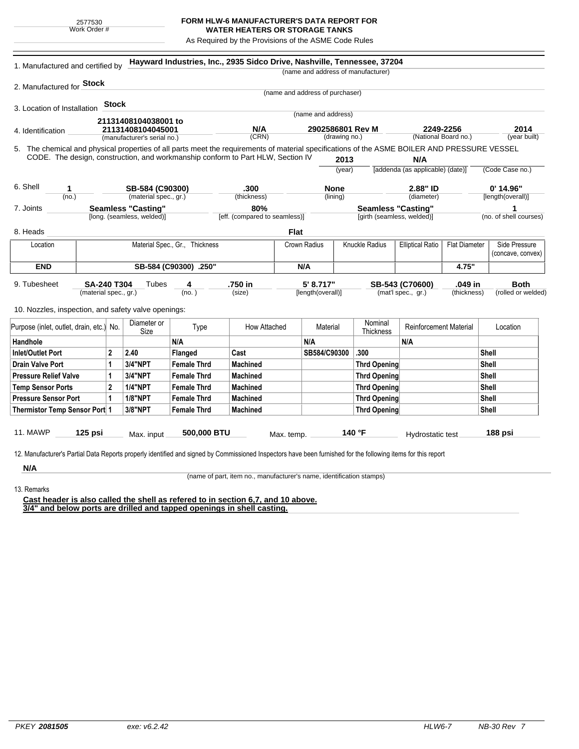2577530
Work Order #

**FORM HLW-6 MANUFACTURER'S DATA REPORT FOR WATER HEATERS OR STORAGE TANKS**

As Required by the Provisions of the ASME Code Rules

1. Manufactured and certified by **Hayward Industries, Inc., 2935 Sidco Drive, Nashville, Tennessee, 37204**
(name and address of manufacturer)

2. Manufactured for **Stock**
(name and address of purchaser)

3. Location of Installation **Stock**
(name and address)

4. Identification **21131408104038001 to 21131408104045001** (manufacturer's serial no.) **N/A** (CRN) **2902586801 Rev M** (drawing no.) **2249-2256** (National Board no.) **2014** (year built)

5. The chemical and physical properties of all parts meet the requirements of material specifications of the ASME BOILER AND PRESSURE VESSEL CODE. The design, construction, and workmanship conform to Part HLW, Section IV **2013** (year) **N/A** [addenda (as applicable) (date)] (Code Case no.)

6. Shell **1** (no.) **SB-584 (C90300)** (material spec., gr.) **.300** (thickness) **None** (lining) **2.88" ID** (diameter) **0' 14.96"** [length(overall)]

7. Joints **Seamless "Casting"** [long. (seamless, welded)] **80%** [eff. (compared to seamless)] **Seamless "Casting"** [girth (seamless, welded)] **1** (no. of shell courses)

8. Heads **Flat**

| Location | Material Spec., Gr., Thickness | Crown Radius | Knuckle Radius | Elliptical Ratio | Flat Diameter | Side Pressure (concave, convex) |
|---|---|---|---|---|---|---|
| **END** | **SB-584 (C90300) .250"** | **N/A** | | | **4.75"** | |

9. Tubesheet **SA-240 T304** (material spec., gr.) Tubes **4** (no.) **.750 in** (size) **5' 8.717"** [length(overall)] **SB-543 (C70600)** (mat'l spec., gr.) **.049 in** (thickness) **Both** (rolled or welded)

10. Nozzles, inspection, and safety valve openings:

| Purpose (inlet, outlet, drain, etc.) | No. | Diameter or Size | Type | How Attached | Material | Nominal Thickness | Reinforcement Material | Location |
|---|---|---|---|---|---|---|---|---|
| **Handhole** | | | **N/A** | | **N/A** | | **N/A** | |
| **Inlet/Outlet Port** | **2** | **2.40** | **Flanged** | **Cast** | **SB584/C90300** | **.300** | | **Shell** |
| **Drain Valve Port** | **1** | **3/4"NPT** | **Female Thrd** | **Machined** | | **Thrd Opening** | | **Shell** |
| **Pressure Relief Valve** | **1** | **3/4"NPT** | **Female Thrd** | **Machined** | | **Thrd Opening** | | **Shell** |
| **Temp Sensor Ports** | **2** | **1/4"NPT** | **Female Thrd** | **Machined** | | **Thrd Opening** | | **Shell** |
| **Pressure Sensor Port** | **1** | **1/8"NPT** | **Female Thrd** | **Machined** | | **Thrd Opening** | | **Shell** |
| **Thermistor Temp Sensor Port** | **1** | **3/8"NPT** | **Female Thrd** | **Machined** | | **Thrd Opening** | | **Shell** |

11. MAWP **125 psi** Max. input **500,000 BTU** Max. temp. **140 °F** Hydrostatic test **188 psi**

12. Manufacturer's Partial Data Reports properly identified and signed by Commissioned Inspectors have been furnished for the following items for this report

**N/A**
(name of part, item no., manufacturer's name, identification stamps)

13. Remarks

**Cast header is also called the shell as refered to in section 6,7, and 10 above.**
**3/4" and below ports are drilled and tapped openings in shell casting.**

PKEY **2081505** exe: v6.2.42 HLW6-7 NB-30 Rev 7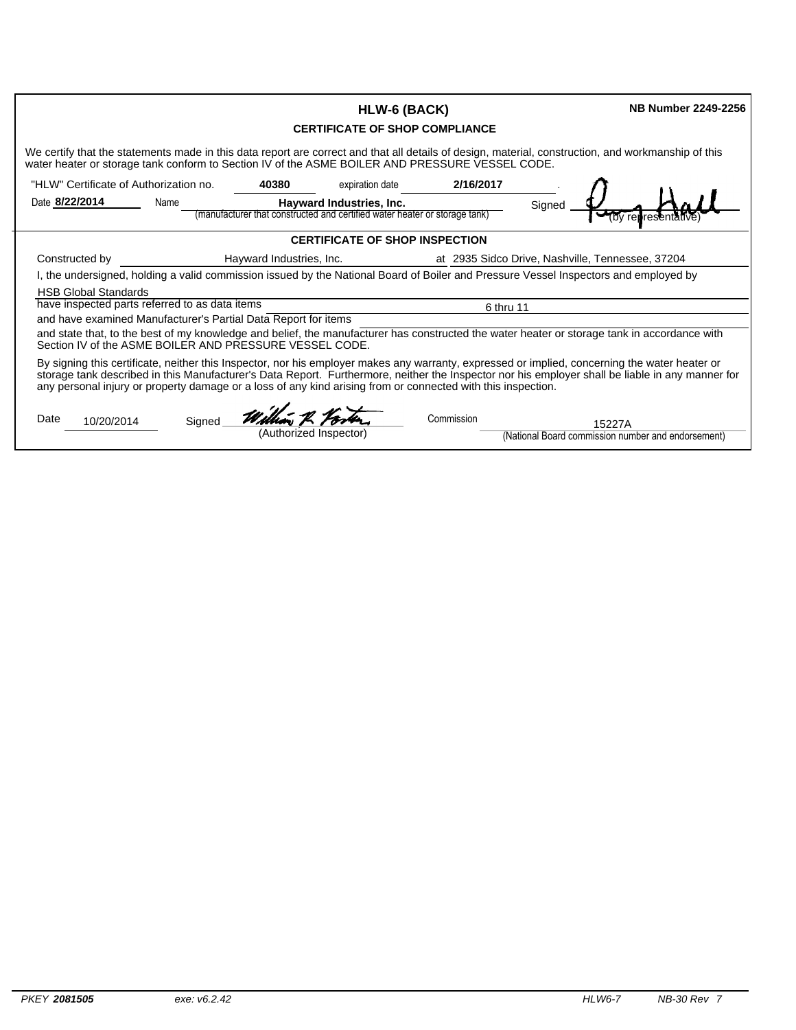# HLW-6 (BACK)

**NB Number 2249-2256**

## CERTIFICATE OF SHOP COMPLIANCE

We certify that the statements made in this data report are correct and that all details of design, material, construction, and workmanship of this water heater or storage tank conform to Section IV of the ASME BOILER AND PRESSURE VESSEL CODE.

"HLW" Certificate of Authorization no. **40380** expiration date **2/16/2017** .

Date **8/22/2014** Name **Hayward Industries, Inc.** (manufacturer that constructed and certified water heater or storage tank) Signed _(signature)_ (by representative)

## CERTIFICATE OF SHOP INSPECTION

Constructed by Hayward Industries, Inc. at 2935 Sidco Drive, Nashville, Tennessee, 37204

I, the undersigned, holding a valid commission issued by the National Board of Boiler and Pressure Vessel Inspectors and employed by HSB Global Standards have inspected parts referred to as data items 6 thru 11 and have examined Manufacturer's Partial Data Report for items ________ and state that, to the best of my knowledge and belief, the manufacturer has constructed the water heater or storage tank in accordance with Section IV of the ASME BOILER AND PRESSURE VESSEL CODE.

By signing this certificate, neither this Inspector, nor his employer makes any warranty, expressed or implied, concerning the water heater or storage tank described in this Manufacturer's Data Report. Furthermore, neither the Inspector nor his employer shall be liable in any manner for any personal injury or property damage or a loss of any kind arising from or connected with this inspection.

Date 10/20/2014 Signed _William R. Foster_ (Authorized Inspector) Commission 15227A (National Board commission number and endorsement)

PKEY **2081505** exe: v6.2.42 HLW6-7 NB-30 Rev 7